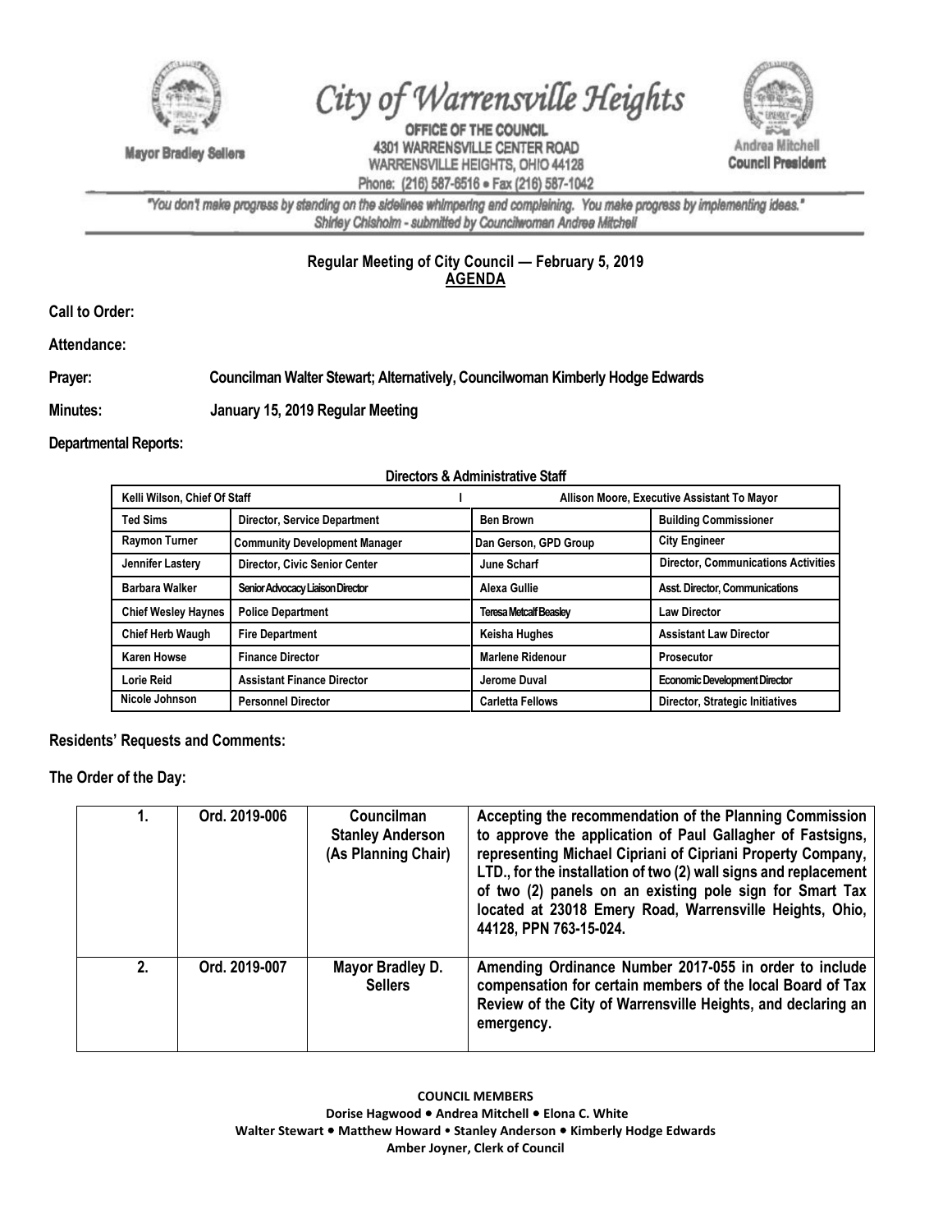Mayor Bradley Sellers

# City of Warrensville Heights

OFFICE OF THE COUNCIL
4301 WARRENSVILLE CENTER ROAD
WARRENSVILLE HEIGHTS, OHIO 44128
Phone: (216) 587-6516 • Fax (216) 587-1042

Andrea Mitchell
Council President

*"You don't make progress by standing on the sidelines whimpering and complaining. You make progress by implementing ideas."*
*Shirley Chisholm - submitted by Councilwoman Andrea Mitchell*

## Regular Meeting of City Council — February 5, 2019
## AGENDA

**Call to Order:**

**Attendance:**

**Prayer:** Councilman Walter Stewart; Alternatively, Councilwoman Kimberly Hodge Edwards

**Minutes:** January 15, 2019 Regular Meeting

**Departmental Reports:**

**Directors & Administrative Staff**

| Kelli Wilson, Chief Of Staff | | Allison Moore, Executive Assistant To Mayor | |
|---|---|---|---|
| Ted Sims | Director, Service Department | Ben Brown | Building Commissioner |
| Raymon Turner | Community Development Manager | Dan Gerson, GPD Group | City Engineer |
| Jennifer Lastery | Director, Civic Senior Center | June Scharf | Director, Communications Activities |
| Barbara Walker | Senior Advocacy Liaison Director | Alexa Gullie | Asst. Director, Communications |
| Chief Wesley Haynes | Police Department | Teresa Metcalf Beasley | Law Director |
| Chief Herb Waugh | Fire Department | Keisha Hughes | Assistant Law Director |
| Karen Howse | Finance Director | Marlene Ridenour | Prosecutor |
| Lorie Reid | Assistant Finance Director | Jerome Duval | Economic Development Director |
| Nicole Johnson | Personnel Director | Carletta Fellows | Director, Strategic Initiatives |

**Residents' Requests and Comments:**

**The Order of the Day:**

| | | | |
|---|---|---|---|
| 1. | Ord. 2019-006 | Councilman Stanley Anderson (As Planning Chair) | Accepting the recommendation of the Planning Commission to approve the application of Paul Gallagher of Fastsigns, representing Michael Cipriani of Cipriani Property Company, LTD., for the installation of two (2) wall signs and replacement of two (2) panels on an existing pole sign for Smart Tax located at 23018 Emery Road, Warrensville Heights, Ohio, 44128, PPN 763-15-024. |
| 2. | Ord. 2019-007 | Mayor Bradley D. Sellers | Amending Ordinance Number 2017-055 in order to include compensation for certain members of the local Board of Tax Review of the City of Warrensville Heights, and declaring an emergency. |

**COUNCIL MEMBERS**
Dorise Hagwood • Andrea Mitchell • Elona C. White
Walter Stewart • Matthew Howard • Stanley Anderson • Kimberly Hodge Edwards
Amber Joyner, Clerk of Council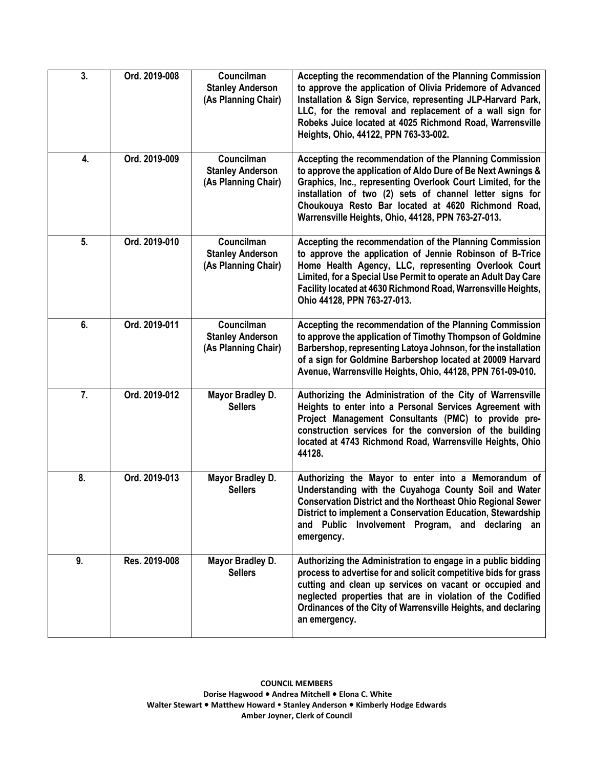| 3. | Ord. 2019-008 | **Councilman Stanley Anderson (As Planning Chair)** | **Accepting the recommendation of the Planning Commission to approve the application of Olivia Pridemore of Advanced Installation & Sign Service, representing JLP-Harvard Park, LLC, for the removal and replacement of a wall sign for Robeks Juice located at 4025 Richmond Road, Warrensville Heights, Ohio, 44122, PPN 763-33-002.** |
|---|---|---|---|
| 4. | Ord. 2019-009 | **Councilman Stanley Anderson (As Planning Chair)** | **Accepting the recommendation of the Planning Commission to approve the application of Aldo Dure of Be Next Awnings & Graphics, Inc., representing Overlook Court Limited, for the installation of two (2) sets of channel letter signs for Choukouya Resto Bar located at 4620 Richmond Road, Warrensville Heights, Ohio, 44128, PPN 763-27-013.** |
| 5. | Ord. 2019-010 | **Councilman Stanley Anderson (As Planning Chair)** | **Accepting the recommendation of the Planning Commission to approve the application of Jennie Robinson of B-Trice Home Health Agency, LLC, representing Overlook Court Limited, for a Special Use Permit to operate an Adult Day Care Facility located at 4630 Richmond Road, Warrensville Heights, Ohio 44128, PPN 763-27-013.** |
| 6. | Ord. 2019-011 | **Councilman Stanley Anderson (As Planning Chair)** | **Accepting the recommendation of the Planning Commission to approve the application of Timothy Thompson of Goldmine Barbershop, representing Latoya Johnson, for the installation of a sign for Goldmine Barbershop located at 20009 Harvard Avenue, Warrensville Heights, Ohio, 44128, PPN 761-09-010.** |
| 7. | Ord. 2019-012 | **Mayor Bradley D. Sellers** | **Authorizing the Administration of the City of Warrensville Heights to enter into a Personal Services Agreement with Project Management Consultants (PMC) to provide pre-construction services for the conversion of the building located at 4743 Richmond Road, Warrensville Heights, Ohio 44128.** |
| 8. | Ord. 2019-013 | **Mayor Bradley D. Sellers** | **Authorizing the Mayor to enter into a Memorandum of Understanding with the Cuyahoga County Soil and Water Conservation District and the Northeast Ohio Regional Sewer District to implement a Conservation Education, Stewardship and Public Involvement Program, and declaring an emergency.** |
| 9. | Res. 2019-008 | **Mayor Bradley D. Sellers** | **Authorizing the Administration to engage in a public bidding process to advertise for and solicit competitive bids for grass cutting and clean up services on vacant or occupied and neglected properties that are in violation of the Codified Ordinances of the City of Warrensville Heights, and declaring an emergency.** |

**COUNCIL MEMBERS**
**Dorise Hagwood • Andrea Mitchell • Elona C. White**
**Walter Stewart • Matthew Howard • Stanley Anderson • Kimberly Hodge Edwards**
**Amber Joyner, Clerk of Council**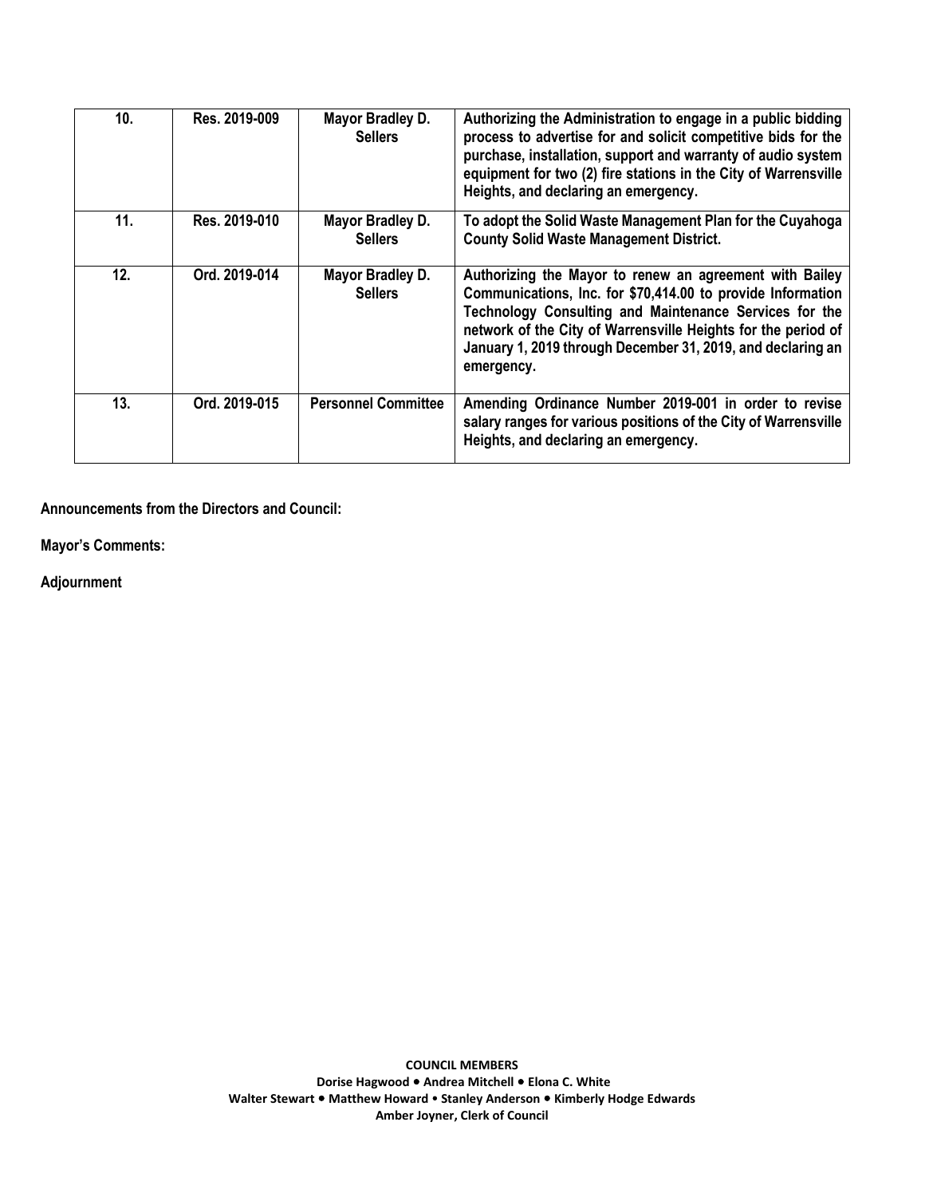| | | | |
|---|---|---|---|
| **10.** | **Res. 2019-009** | **Mayor Bradley D. Sellers** | **Authorizing the Administration to engage in a public bidding process to advertise for and solicit competitive bids for the purchase, installation, support and warranty of audio system equipment for two (2) fire stations in the City of Warrensville Heights, and declaring an emergency.** |
| **11.** | **Res. 2019-010** | **Mayor Bradley D. Sellers** | **To adopt the Solid Waste Management Plan for the Cuyahoga County Solid Waste Management District.** |
| **12.** | **Ord. 2019-014** | **Mayor Bradley D. Sellers** | **Authorizing the Mayor to renew an agreement with Bailey Communications, Inc. for $70,414.00 to provide Information Technology Consulting and Maintenance Services for the network of the City of Warrensville Heights for the period of January 1, 2019 through December 31, 2019, and declaring an emergency.** |
| **13.** | **Ord. 2019-015** | **Personnel Committee** | **Amending Ordinance Number 2019-001 in order to revise salary ranges for various positions of the City of Warrensville Heights, and declaring an emergency.** |

**Announcements from the Directors and Council:**

**Mayor's Comments:**

**Adjournment**

**COUNCIL MEMBERS**
**Dorise Hagwood • Andrea Mitchell • Elona C. White**
**Walter Stewart • Matthew Howard • Stanley Anderson • Kimberly Hodge Edwards**
**Amber Joyner, Clerk of Council**